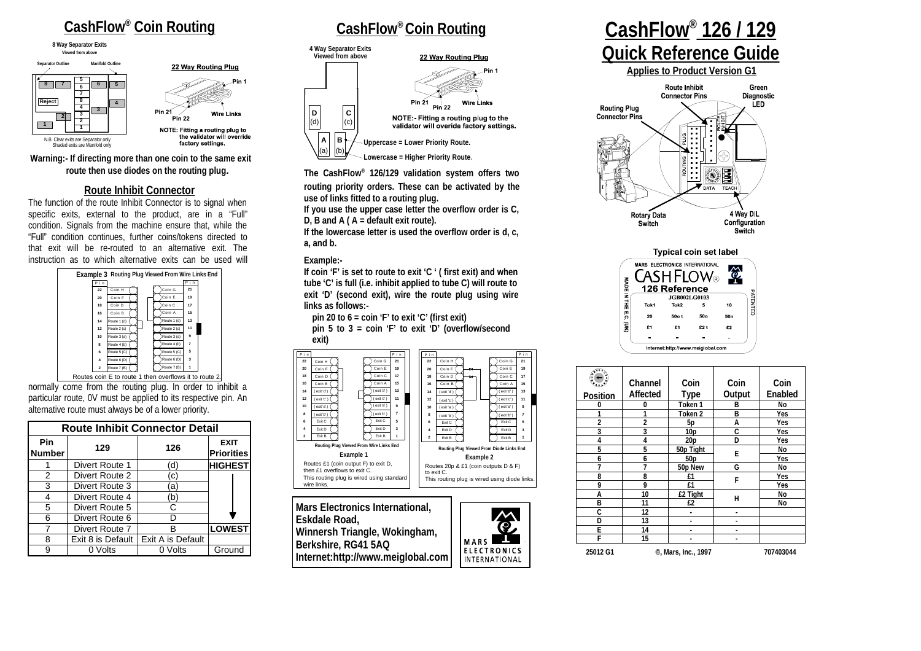# CashFlow® Coin Routing

**8 Way Separator Exits**
Viewed from above

Separator Outline — Manifold Outline

N.B. Clear exits are Separator only
Shaded exits are Manifold only

**22 Way Routing Plug**

Pin 1, Pin 21, Pin 22, Wire Links

NOTE: Fitting a routing plug to the validator will override factory settings.

**Warning:- If directing more than one coin to the same exit route then use diodes on the routing plug.**

## Route Inhibit Connector

The function of the route Inhibit Connector is to signal when specific exits, external to the product, are in a "Full" condition. Signals from the machine ensure that, while the "Full" condition continues, further coins/tokens directed to that exit will be re-routed to an alternative exit. The instruction as to which alternative exits can be used will normally come from the routing plug. In order to inhibit a particular route, 0V must be applied to its respective pin. An alternative route must always be of a lower priority.

**Example 3** Routing Plug Viewed From Wire Links End

| Pin | | | Pin |
|---|---|---|---|
| 22 | Coin H | Coin G | 21 |
| 20 | Coin F | Coin E | 19 |
| 18 | Coin D | Coin C | 17 |
| 16 | Coin B | Coin A | 15 |
| 14 | Route 1 (d) | Route 1 (d) | 13 |
| 12 | Route 2 (c) | Route 2 (c) | 11 |
| 10 | Route 3 (a) | Route 3 (a) | 9 |
| 8 | Route 4 (b) | Route 4 (b) | 7 |
| 6 | Route 5 (C) | Route 5 (C) | 5 |
| 4 | Route 6 (D) | Route 6 (D) | 3 |
| 2 | Route 7 (B) | Route 7 (B) | 1 |

Routes coin E to route 1 then overflows it to route 2.

| Route Inhibit Connector Detail | | | |
|---|---|---|---|
| **Pin Number** | **129** | **126** | **EXIT Priorities** |
| 1 | Divert Route 1 | (d) | **HIGHEST** |
| 2 | Divert Route 2 | (c) | |
| 3 | Divert Route 3 | (a) | |
| 4 | Divert Route 4 | (b) | |
| 5 | Divert Route 5 | C | |
| 6 | Divert Route 6 | D | |
| 7 | Divert Route 7 | B | **LOWEST** |
| 8 | Exit 8 is Default | Exit A is Default | |
| 9 | 0 Volts | 0 Volts | Ground |

# CashFlow® Coin Routing

**4 Way Separator Exits**
Viewed from above

**22 Way Routing Plug**

Pin 1, Pin 21, Pin 22, Wire Links

NOTE:- Fitting a routing plug to the validator will overide factory settings.

D (d), C (c), A (a), B (b)

Uppercase = Lower Priority Route.
Lowercase = Higher Priority Route.

**The CashFlow® 126/129 validation system offers two routing priority orders. These can be activated by the use of links fitted to a routing plug.**
**If you use the upper case letter the overflow order is C, D, B and A ( A = default exit route).**
**If the lowercase letter is used the overflow order is d, c, a, and b.**

**Example:-**
**If coin 'F' is set to route to exit 'C ' ( first exit) and when tube 'C' is full (i.e. inhibit applied to tube C) will route to exit 'D' (second exit), wire the route plug using wire links as follows:-**

- **pin 20 to 6 = coin 'F' to exit 'C' (first exit)**
- **pin 5 to 3 = coin 'F' to exit 'D' (overflow/second exit)**

| Pin | | | Pin |
|---|---|---|---|
| 22 | Coin H | Coin G | 21 |
| 20 | Coin F | Coin E | 19 |
| 18 | Coin D | Coin C | 17 |
| 16 | Coin B | Coin A | 15 |
| 14 | ( exit 'd' ) | ( exit 'd' ) | 13 |
| 12 | ( exit 'c' ) | ( exit 'c' ) | 11 |
| 10 | ( exit 'a' ) | ( exit 'a' ) | 9 |
| 8 | ( exit 'b' ) | ( exit 'b' ) | 7 |
| 6 | Exit C | Exit C | 5 |
| 4 | Exit D | Exit D | 3 |
| 2 | Exit B | Exit B | 1 |

Routing Plug Viewed From Wire Links End

**Example 1**

Routes £1 (coin output F) to exit D, then £1 overflows to exit C.
This routing plug is wired using standard wire links.

| Pin | | | Pin |
|---|---|---|---|
| 22 | Coin H | Coin G | 21 |
| 20 | Coin F | Coin E | 19 |
| 18 | Coin D | Coin C | 17 |
| 16 | Coin B | Coin A | 15 |
| 14 | ( exit 'd' ) | ( exit 'd' ) | 13 |
| 12 | ( exit 'c' ) | ( exit 'c' ) | 11 |
| 10 | ( exit 'a' ) | ( exit 'a' ) | 9 |
| 8 | ( exit 'b' ) | ( exit 'b' ) | 7 |
| 6 | Exit C | Exit C | 5 |
| 4 | Exit D | Exit D | 3 |
| 2 | Exit B | Exit B | 1 |

Routing Plug Viewed From Diode Links End

**Example 2**

Routes 20p & £1 (coin outputs D & F) to exit C.
This routing plug is wired using diode links.

**Mars Electronics International,**
**Eskdale Road,**
**Winnersh Triangle, Wokingham,**
**Berkshire, RG41 5AQ**
**Internet:http://www.meiglobal.com**

MARS ELECTRONICS INTERNATIONAL

# CashFlow® 126 / 129
# Quick Reference Guide

**Applies to Product Version G1**

Route Inhibit Connector Pins — Green Diagnostic LED — Routing Plug Connector Pins — Rotary Data Switch — 4 Way DIL Configuration Switch — DATA — TEACH

**Typical coin set label**

MARS ELECTRONICS INTERNATIONAL
CASHFLOW®
126 Reference
JGB0021.G0103
MADE IN THE E.C. (UK) — PATENTED

| Tok1 | Tok2 | 5 | 10 |
|---|---|---|---|
| 20 | 50o t | 50o | 50n |
| £1 | £1 | £2 t | £2 |
| - | - | - | - |

Internet:http://www.meiglobal.com

| Position | Channel Affected | Coin Type | Coin Output | Coin Enabled |
|---|---|---|---|---|
| 0 | 0 | Token 1 | B | No |
| 1 | 1 | Token 2 | B | Yes |
| 2 | 2 | 5p | A | Yes |
| 3 | 3 | 10p | C | Yes |
| 4 | 4 | 20p | D | Yes |
| 5 | 5 | 50p Tight | E | No |
| 6 | 6 | 50p | | Yes |
| 7 | 7 | 50p New | G | No |
| 8 | 8 | £1 | F | Yes |
| 9 | 9 | £1 | | Yes |
| A | 10 | £2 Tight | H | No |
| B | 11 | £2 | | No |
| C | 12 | - | - | |
| D | 13 | - | - | |
| E | 14 | - | - | |
| F | 15 | - | - | |

25012 G1 — ©, Mars, Inc., 1997 — 707403044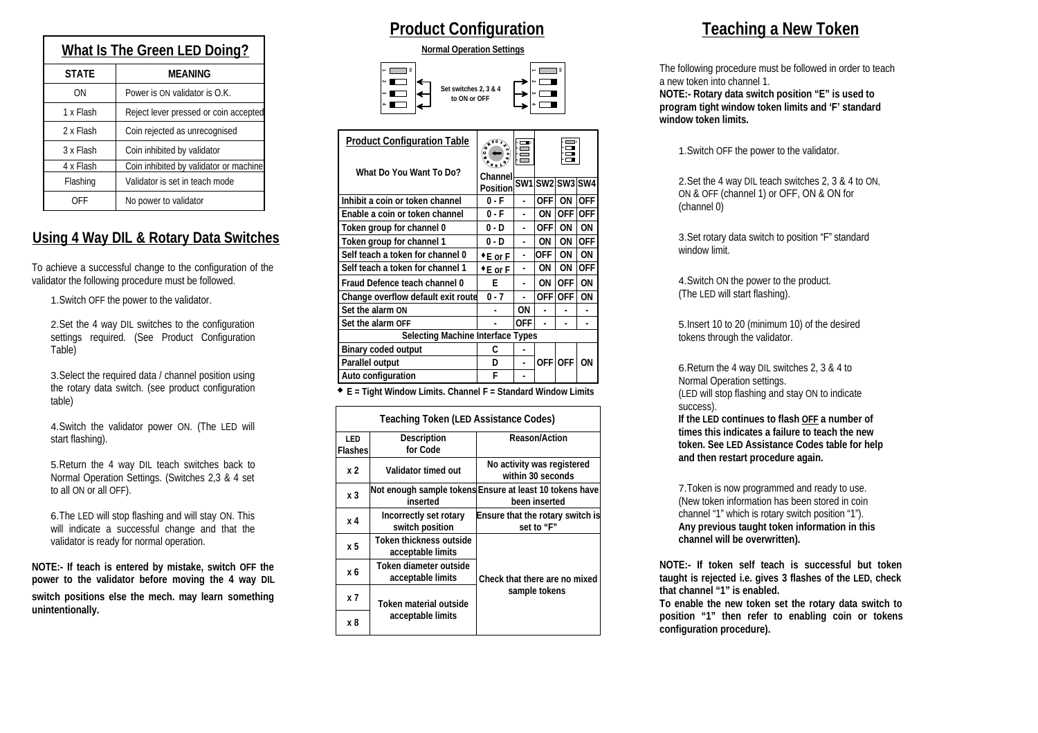| What Is The Green LED Doing? | |
|---|---|
| **STATE** | **MEANING** |
| ON | Power is ON validator is O.K. |
| 1 x Flash | Reject lever pressed or coin accepted |
| 2 x Flash | Coin rejected as unrecognised |
| 3 x Flash | Coin inhibited by validator |
| 4 x Flash | Coin inhibited by validator or machine |
| Flashing | Validator is set in teach mode |
| OFF | No power to validator |

## Using 4 Way DIL & Rotary Data Switches

To achieve a successful change to the configuration of the validator the following procedure must be followed.

1. Switch OFF the power to the validator.

2. Set the 4 way DIL switches to the configuration settings required. (See Product Configuration Table)

3. Select the required data / channel position using the rotary data switch. (see product configuration table)

4. Switch the validator power ON. (The LED will start flashing).

5. Return the 4 way DIL teach switches back to Normal Operation Settings. (Switches 2,3 & 4 set to all ON or all OFF).

6. The LED will stop flashing and will stay ON. This will indicate a successful change and that the validator is ready for normal operation.

**NOTE:- If teach is entered by mistake, switch OFF the power to the validator before moving the 4 way DIL switch positions else the mech. may learn something unintentionally.**

## Product Configuration

**Normal Operation Settings**

Set switches 2, 3 & 4 to ON or OFF

| Product Configuration Table — What Do You Want To Do? | Channel Position | SW1 | SW2 | SW3 | SW4 |
|---|---|---|---|---|---|
| Inhibit a coin or token channel | 0 - F | - | OFF | ON | OFF |
| Enable a coin or token channel | 0 - F | - | ON | OFF | OFF |
| Token group for channel 0 | 0 - D | - | OFF | ON | ON |
| Token group for channel 1 | 0 - D | - | ON | ON | OFF |
| Self teach a token for channel 0 | ◆E or F | - | OFF | ON | ON |
| Self teach a token for channel 1 | ◆E or F | - | ON | ON | OFF |
| Fraud Defence teach channel 0 | E | - | ON | OFF | ON |
| Change overflow default exit route | 0 - 7 | - | OFF | OFF | ON |
| Set the alarm ON | - | ON | - | - | - |
| Set the alarm OFF | - | OFF | - | - | - |
| **Selecting Machine Interface Types** | | | | | |
| Binary coded output | C | - | OFF | OFF | ON |
| Parallel output | D | - | OFF | OFF | ON |
| Auto configuration | F | - | OFF | OFF | ON |

◆ E = Tight Window Limits. Channel F = Standard Window Limits

| Teaching Token (LED Assistance Codes) | | |
|---|---|---|
| **LED Flashes** | **Description for Code** | **Reason/Action** |
| x 2 | Validator timed out | No activity was registered within 30 seconds |
| x 3 | Not enough sample tokens inserted | Ensure at least 10 tokens have been inserted |
| x 4 | Incorrectly set rotary switch position | Ensure that the rotary switch is set to "F" |
| x 5 | Token thickness outside acceptable limits | Check that there are no mixed sample tokens |
| x 6 | Token diameter outside acceptable limits | Check that there are no mixed sample tokens |
| x 7 | Token material outside acceptable limits | Check that there are no mixed sample tokens |
| x 8 | Token material outside acceptable limits | Check that there are no mixed sample tokens |

## Teaching a New Token

The following procedure must be followed in order to teach a new token into channel 1.

**NOTE:- Rotary data switch position "E" is used to program tight window token limits and 'F' standard window token limits.**

1. Switch OFF the power to the validator.

2. Set the 4 way DIL teach switches 2, 3 & 4 to ON, ON & OFF (channel 1) or OFF, ON & ON for (channel 0)

3. Set rotary data switch to position "F" standard window limit.

4. Switch ON the power to the product. (The LED will start flashing).

5. Insert 10 to 20 (minimum 10) of the desired tokens through the validator.

6. Return the 4 way DIL switches 2, 3 & 4 to Normal Operation settings. (LED will stop flashing and stay ON to indicate success).
**If the LED continues to flash OFF a number of times this indicates a failure to teach the new token. See LED Assistance Codes table for help and then restart procedure again.**

7. Token is now programmed and ready to use. (New token information has been stored in coin channel "1" which is rotary switch position "1"). **Any previous taught token information in this channel will be overwritten).**

**NOTE:- If token self teach is successful but token taught is rejected i.e. gives 3 flashes of the LED, check that channel "1" is enabled.**
**To enable the new token set the rotary data switch to position "1" then refer to enabling coin or tokens configuration procedure).**